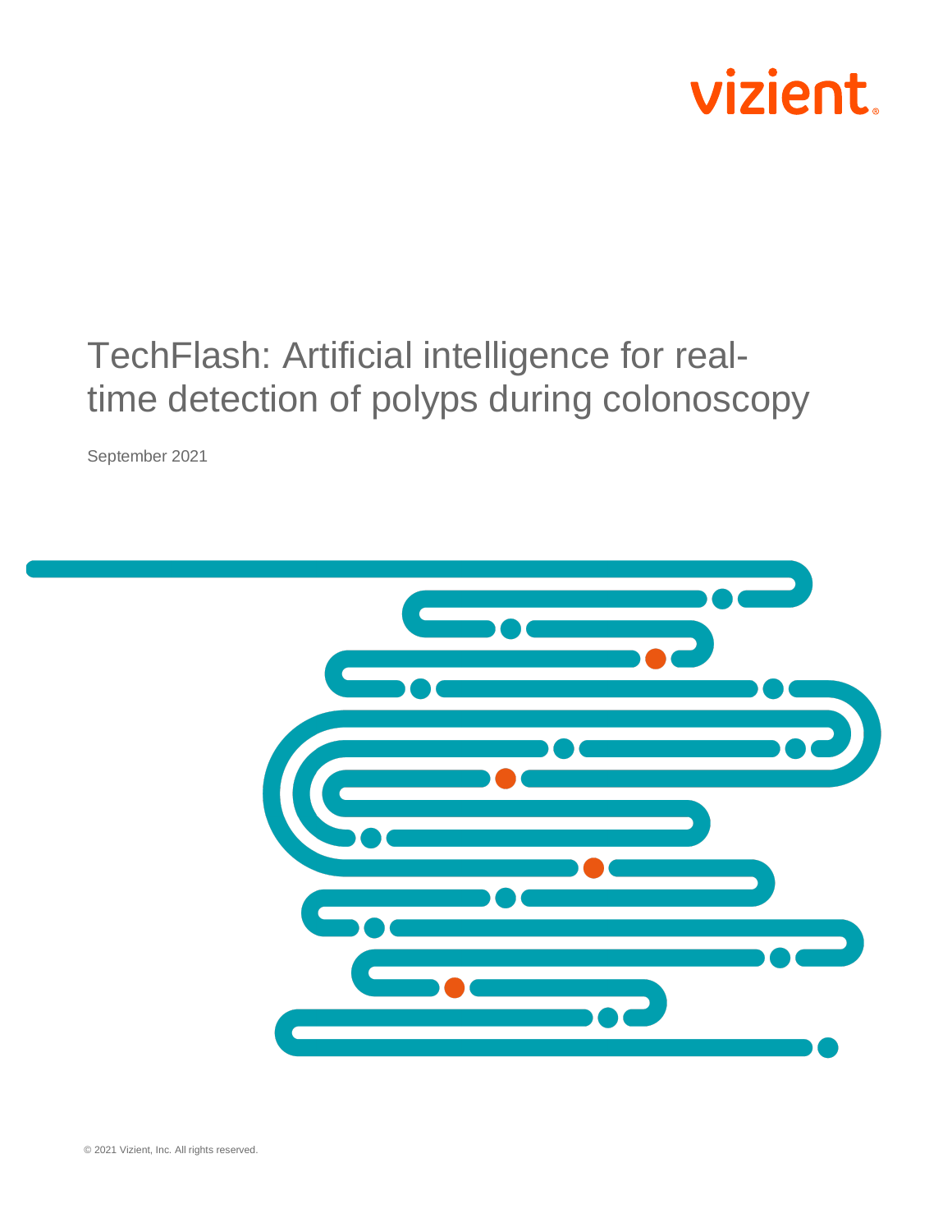vizient

# TechFlash: Artificial intelligence for real-time detection of polyps during colonoscopy

September 2021

© 2021 Vizient, Inc. All rights reserved.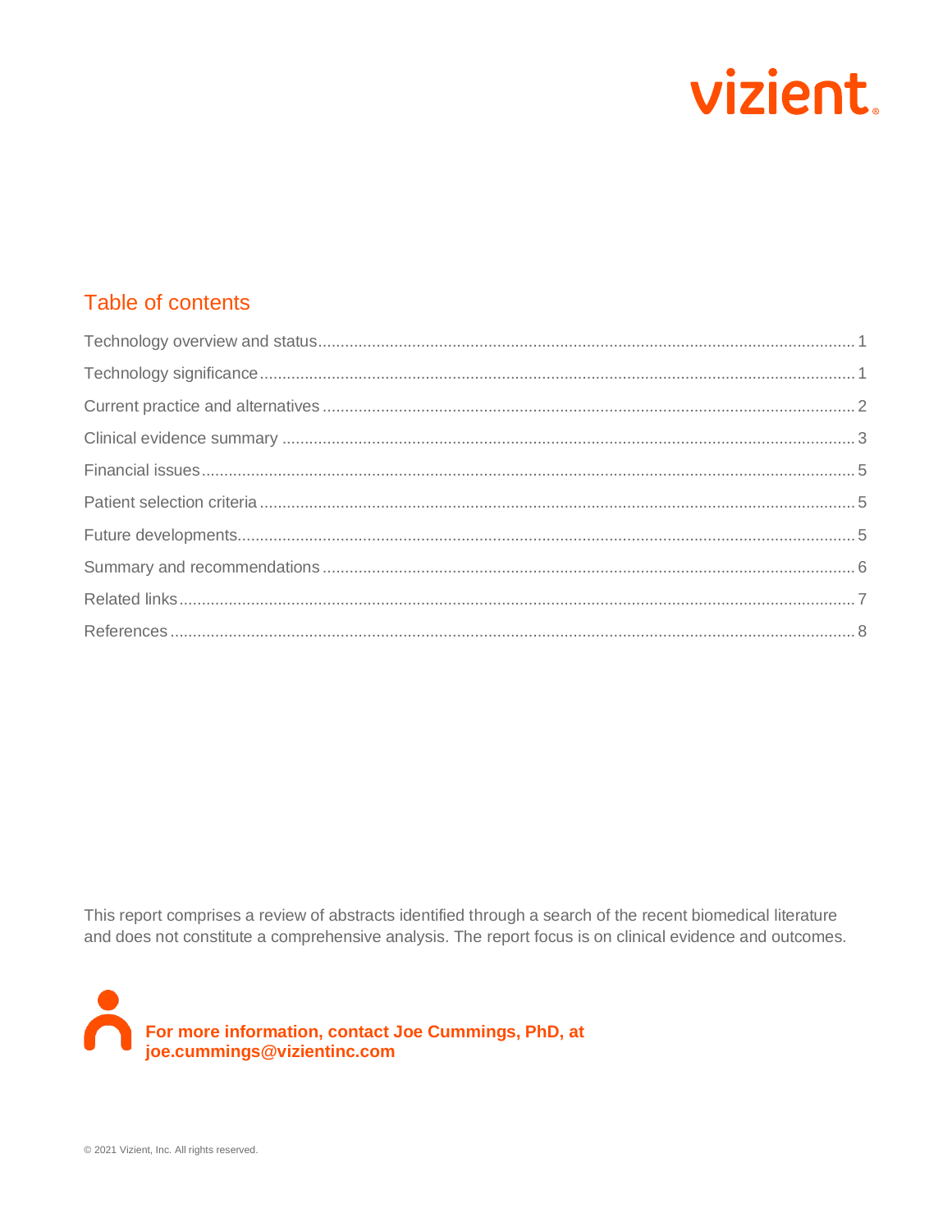vizient.

## Table of contents

| | |
|---|---|
| Technology overview and status | 1 |
| Technology significance | 1 |
| Current practice and alternatives | 2 |
| Clinical evidence summary | 3 |
| Financial issues | 5 |
| Patient selection criteria | 5 |
| Future developments | 5 |
| Summary and recommendations | 6 |
| Related links | 7 |
| References | 8 |

This report comprises a review of abstracts identified through a search of the recent biomedical literature and does not constitute a comprehensive analysis. The report focus is on clinical evidence and outcomes.

**For more information, contact Joe Cummings, PhD, at joe.cummings@vizientinc.com**

© 2021 Vizient, Inc. All rights reserved.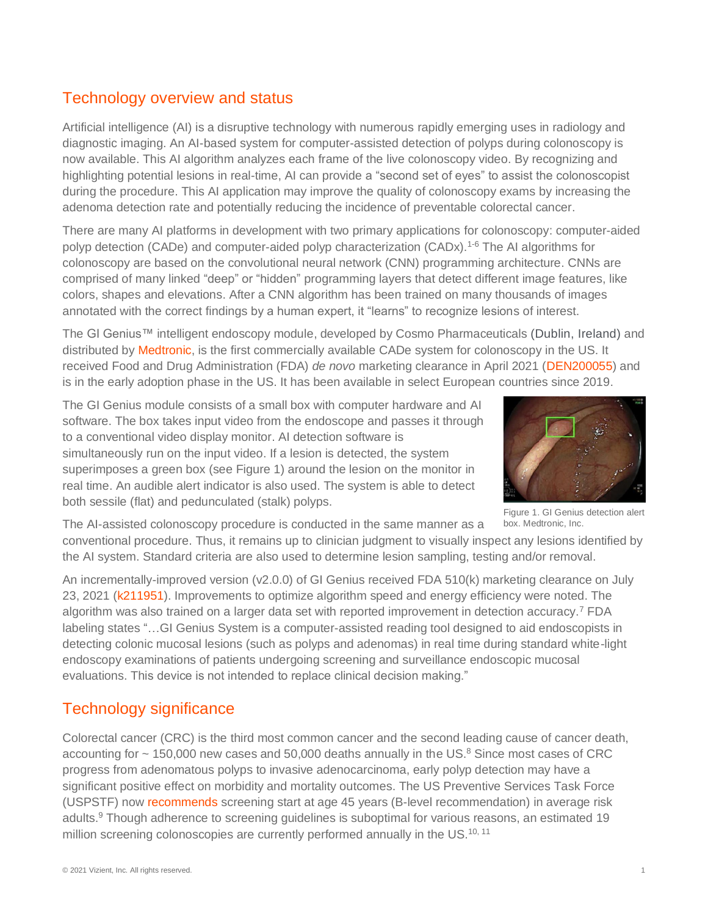## Technology overview and status

Artificial intelligence (AI) is a disruptive technology with numerous rapidly emerging uses in radiology and diagnostic imaging. An AI-based system for computer-assisted detection of polyps during colonoscopy is now available. This AI algorithm analyzes each frame of the live colonoscopy video. By recognizing and highlighting potential lesions in real-time, AI can provide a "second set of eyes" to assist the colonoscopist during the procedure. This AI application may improve the quality of colonoscopy exams by increasing the adenoma detection rate and potentially reducing the incidence of preventable colorectal cancer.

There are many AI platforms in development with two primary applications for colonoscopy: computer-aided polyp detection (CADe) and computer-aided polyp characterization (CADx).[1-6] The AI algorithms for colonoscopy are based on the convolutional neural network (CNN) programming architecture. CNNs are comprised of many linked "deep" or "hidden" programming layers that detect different image features, like colors, shapes and elevations. After a CNN algorithm has been trained on many thousands of images annotated with the correct findings by a human expert, it "learns" to recognize lesions of interest.

The GI Genius™ intelligent endoscopy module, developed by Cosmo Pharmaceuticals (Dublin, Ireland) and distributed by Medtronic, is the first commercially available CADe system for colonoscopy in the US. It received Food and Drug Administration (FDA) *de novo* marketing clearance in April 2021 (DEN200055) and is in the early adoption phase in the US. It has been available in select European countries since 2019.

The GI Genius module consists of a small box with computer hardware and AI software. The box takes input video from the endoscope and passes it through to a conventional video display monitor. AI detection software is simultaneously run on the input video. If a lesion is detected, the system superimposes a green box (see Figure 1) around the lesion on the monitor in real time. An audible alert indicator is also used. The system is able to detect both sessile (flat) and pedunculated (stalk) polyps.

Figure 1. GI Genius detection alert box. Medtronic, Inc.

The AI-assisted colonoscopy procedure is conducted in the same manner as a conventional procedure. Thus, it remains up to clinician judgment to visually inspect any lesions identified by the AI system. Standard criteria are also used to determine lesion sampling, testing and/or removal.

An incrementally-improved version (v2.0.0) of GI Genius received FDA 510(k) marketing clearance on July 23, 2021 (k211951). Improvements to optimize algorithm speed and energy efficiency were noted. The algorithm was also trained on a larger data set with reported improvement in detection accuracy.[7] FDA labeling states "…GI Genius System is a computer-assisted reading tool designed to aid endoscopists in detecting colonic mucosal lesions (such as polyps and adenomas) in real time during standard white-light endoscopy examinations of patients undergoing screening and surveillance endoscopic mucosal evaluations. This device is not intended to replace clinical decision making."

## Technology significance

Colorectal cancer (CRC) is the third most common cancer and the second leading cause of cancer death, accounting for ~ 150,000 new cases and 50,000 deaths annually in the US.[8] Since most cases of CRC progress from adenomatous polyps to invasive adenocarcinoma, early polyp detection may have a significant positive effect on morbidity and mortality outcomes. The US Preventive Services Task Force (USPSTF) now recommends screening start at age 45 years (B-level recommendation) in average risk adults.[9] Though adherence to screening guidelines is suboptimal for various reasons, an estimated 19 million screening colonoscopies are currently performed annually in the US.[10, 11]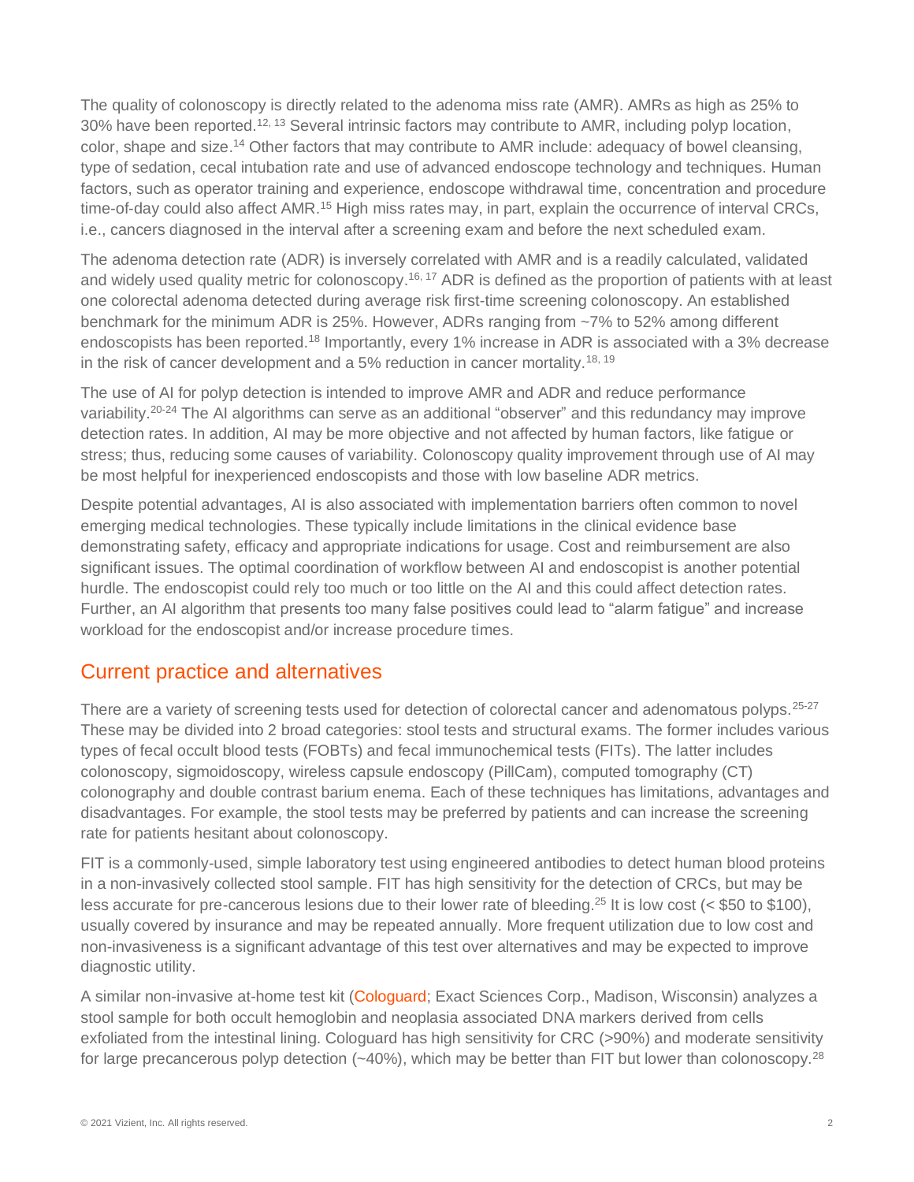The quality of colonoscopy is directly related to the adenoma miss rate (AMR). AMRs as high as 25% to 30% have been reported.[12, 13] Several intrinsic factors may contribute to AMR, including polyp location, color, shape and size.[14] Other factors that may contribute to AMR include: adequacy of bowel cleansing, type of sedation, cecal intubation rate and use of advanced endoscope technology and techniques. Human factors, such as operator training and experience, endoscope withdrawal time, concentration and procedure time-of-day could also affect AMR.[15] High miss rates may, in part, explain the occurrence of interval CRCs, i.e., cancers diagnosed in the interval after a screening exam and before the next scheduled exam.

The adenoma detection rate (ADR) is inversely correlated with AMR and is a readily calculated, validated and widely used quality metric for colonoscopy.[16, 17] ADR is defined as the proportion of patients with at least one colorectal adenoma detected during average risk first-time screening colonoscopy. An established benchmark for the minimum ADR is 25%. However, ADRs ranging from ~7% to 52% among different endoscopists has been reported.[18] Importantly, every 1% increase in ADR is associated with a 3% decrease in the risk of cancer development and a 5% reduction in cancer mortality.[18, 19]

The use of AI for polyp detection is intended to improve AMR and ADR and reduce performance variability.[20-24] The AI algorithms can serve as an additional "observer" and this redundancy may improve detection rates. In addition, AI may be more objective and not affected by human factors, like fatigue or stress; thus, reducing some causes of variability. Colonoscopy quality improvement through use of AI may be most helpful for inexperienced endoscopists and those with low baseline ADR metrics.

Despite potential advantages, AI is also associated with implementation barriers often common to novel emerging medical technologies. These typically include limitations in the clinical evidence base demonstrating safety, efficacy and appropriate indications for usage. Cost and reimbursement are also significant issues. The optimal coordination of workflow between AI and endoscopist is another potential hurdle. The endoscopist could rely too much or too little on the AI and this could affect detection rates. Further, an AI algorithm that presents too many false positives could lead to "alarm fatigue" and increase workload for the endoscopist and/or increase procedure times.

## Current practice and alternatives

There are a variety of screening tests used for detection of colorectal cancer and adenomatous polyps.[25-27] These may be divided into 2 broad categories: stool tests and structural exams. The former includes various types of fecal occult blood tests (FOBTs) and fecal immunochemical tests (FITs). The latter includes colonoscopy, sigmoidoscopy, wireless capsule endoscopy (PillCam), computed tomography (CT) colonography and double contrast barium enema. Each of these techniques has limitations, advantages and disadvantages. For example, the stool tests may be preferred by patients and can increase the screening rate for patients hesitant about colonoscopy.

FIT is a commonly-used, simple laboratory test using engineered antibodies to detect human blood proteins in a non-invasively collected stool sample. FIT has high sensitivity for the detection of CRCs, but may be less accurate for pre-cancerous lesions due to their lower rate of bleeding.[25] It is low cost (< $50 to $100), usually covered by insurance and may be repeated annually. More frequent utilization due to low cost and non-invasiveness is a significant advantage of this test over alternatives and may be expected to improve diagnostic utility.

A similar non-invasive at-home test kit (Cologuard; Exact Sciences Corp., Madison, Wisconsin) analyzes a stool sample for both occult hemoglobin and neoplasia associated DNA markers derived from cells exfoliated from the intestinal lining. Cologuard has high sensitivity for CRC (>90%) and moderate sensitivity for large precancerous polyp detection (~40%), which may be better than FIT but lower than colonoscopy.[28]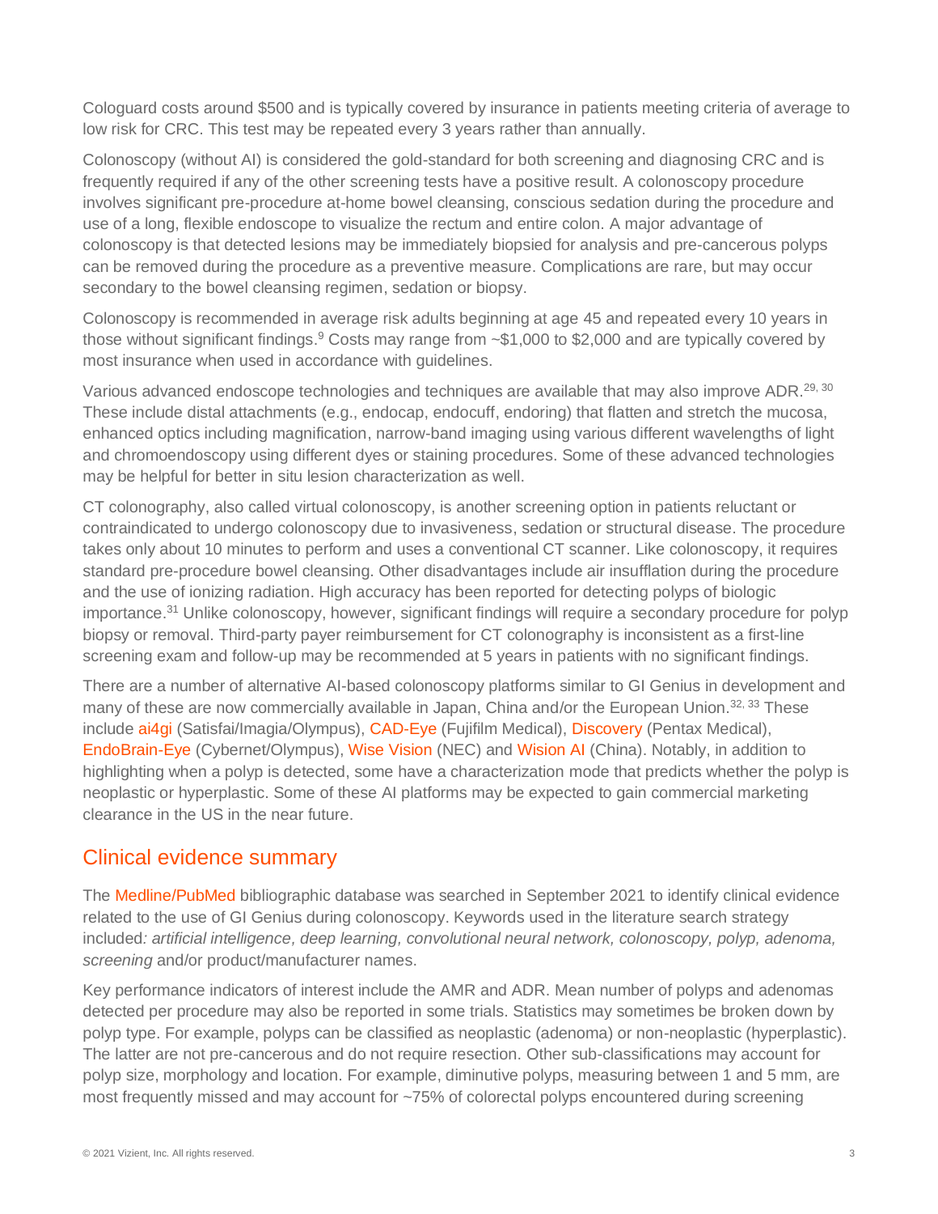Cologuard costs around $500 and is typically covered by insurance in patients meeting criteria of average to low risk for CRC. This test may be repeated every 3 years rather than annually.

Colonoscopy (without AI) is considered the gold-standard for both screening and diagnosing CRC and is frequently required if any of the other screening tests have a positive result. A colonoscopy procedure involves significant pre-procedure at-home bowel cleansing, conscious sedation during the procedure and use of a long, flexible endoscope to visualize the rectum and entire colon. A major advantage of colonoscopy is that detected lesions may be immediately biopsied for analysis and pre-cancerous polyps can be removed during the procedure as a preventive measure. Complications are rare, but may occur secondary to the bowel cleansing regimen, sedation or biopsy.

Colonoscopy is recommended in average risk adults beginning at age 45 and repeated every 10 years in those without significant findings.[9] Costs may range from ~$1,000 to $2,000 and are typically covered by most insurance when used in accordance with guidelines.

Various advanced endoscope technologies and techniques are available that may also improve ADR.[29, 30] These include distal attachments (e.g., endocap, endocuff, endoring) that flatten and stretch the mucosa, enhanced optics including magnification, narrow-band imaging using various different wavelengths of light and chromoendoscopy using different dyes or staining procedures. Some of these advanced technologies may be helpful for better in situ lesion characterization as well.

CT colonography, also called virtual colonoscopy, is another screening option in patients reluctant or contraindicated to undergo colonoscopy due to invasiveness, sedation or structural disease. The procedure takes only about 10 minutes to perform and uses a conventional CT scanner. Like colonoscopy, it requires standard pre-procedure bowel cleansing. Other disadvantages include air insufflation during the procedure and the use of ionizing radiation. High accuracy has been reported for detecting polyps of biologic importance.[31] Unlike colonoscopy, however, significant findings will require a secondary procedure for polyp biopsy or removal. Third-party payer reimbursement for CT colonography is inconsistent as a first-line screening exam and follow-up may be recommended at 5 years in patients with no significant findings.

There are a number of alternative AI-based colonoscopy platforms similar to GI Genius in development and many of these are now commercially available in Japan, China and/or the European Union.[32, 33] These include ai4gi (Satisfai/Imagia/Olympus), CAD-Eye (Fujifilm Medical), Discovery (Pentax Medical), EndoBrain-Eye (Cybernet/Olympus), Wise Vision (NEC) and Wision AI (China). Notably, in addition to highlighting when a polyp is detected, some have a characterization mode that predicts whether the polyp is neoplastic or hyperplastic. Some of these AI platforms may be expected to gain commercial marketing clearance in the US in the near future.

## Clinical evidence summary

The Medline/PubMed bibliographic database was searched in September 2021 to identify clinical evidence related to the use of GI Genius during colonoscopy. Keywords used in the literature search strategy included*: artificial intelligence, deep learning, convolutional neural network, colonoscopy, polyp, adenoma, screening* and/or product/manufacturer names.

Key performance indicators of interest include the AMR and ADR. Mean number of polyps and adenomas detected per procedure may also be reported in some trials. Statistics may sometimes be broken down by polyp type. For example, polyps can be classified as neoplastic (adenoma) or non-neoplastic (hyperplastic). The latter are not pre-cancerous and do not require resection. Other sub-classifications may account for polyp size, morphology and location. For example, diminutive polyps, measuring between 1 and 5 mm, are most frequently missed and may account for ~75% of colorectal polyps encountered during screening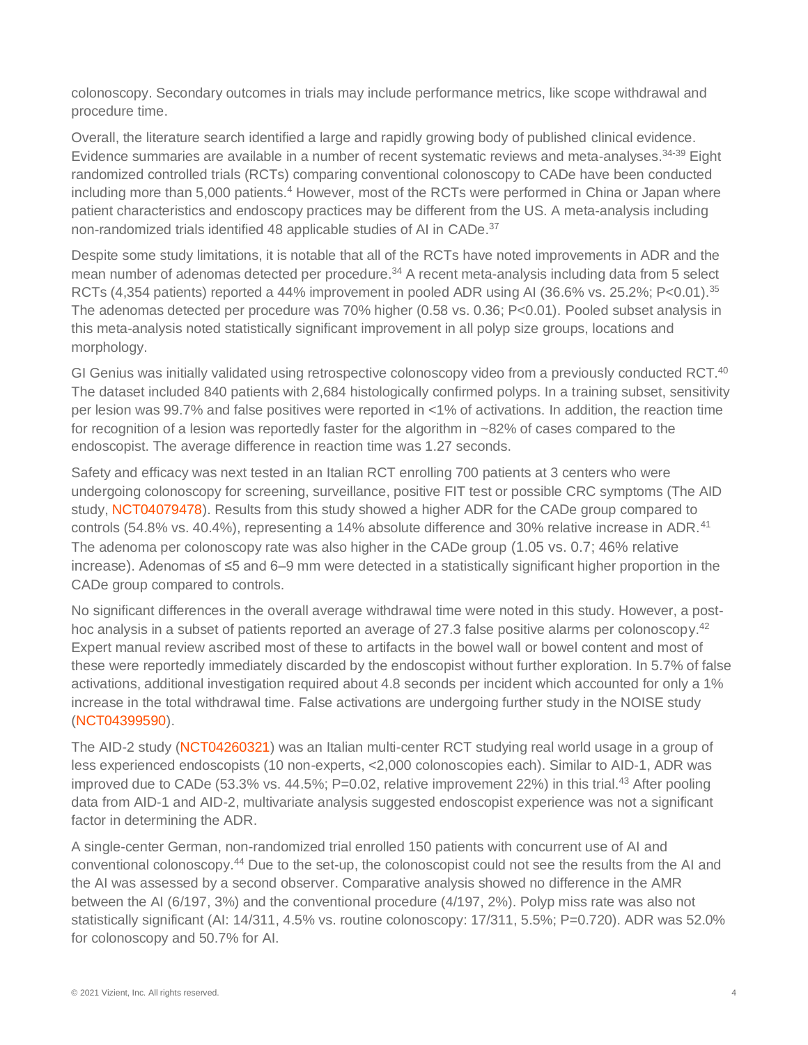colonoscopy. Secondary outcomes in trials may include performance metrics, like scope withdrawal and procedure time.

Overall, the literature search identified a large and rapidly growing body of published clinical evidence. Evidence summaries are available in a number of recent systematic reviews and meta-analyses.[34-39] Eight randomized controlled trials (RCTs) comparing conventional colonoscopy to CADe have been conducted including more than 5,000 patients.[4] However, most of the RCTs were performed in China or Japan where patient characteristics and endoscopy practices may be different from the US. A meta-analysis including non-randomized trials identified 48 applicable studies of AI in CADe.[37]

Despite some study limitations, it is notable that all of the RCTs have noted improvements in ADR and the mean number of adenomas detected per procedure.[34] A recent meta-analysis including data from 5 select RCTs (4,354 patients) reported a 44% improvement in pooled ADR using AI (36.6% vs. 25.2%; P<0.01).[35] The adenomas detected per procedure was 70% higher (0.58 vs. 0.36; P<0.01). Pooled subset analysis in this meta-analysis noted statistically significant improvement in all polyp size groups, locations and morphology.

GI Genius was initially validated using retrospective colonoscopy video from a previously conducted RCT.[40] The dataset included 840 patients with 2,684 histologically confirmed polyps. In a training subset, sensitivity per lesion was 99.7% and false positives were reported in <1% of activations. In addition, the reaction time for recognition of a lesion was reportedly faster for the algorithm in ~82% of cases compared to the endoscopist. The average difference in reaction time was 1.27 seconds.

Safety and efficacy was next tested in an Italian RCT enrolling 700 patients at 3 centers who were undergoing colonoscopy for screening, surveillance, positive FIT test or possible CRC symptoms (The AID study, NCT04079478). Results from this study showed a higher ADR for the CADe group compared to controls (54.8% vs. 40.4%), representing a 14% absolute difference and 30% relative increase in ADR.[41] The adenoma per colonoscopy rate was also higher in the CADe group (1.05 vs. 0.7; 46% relative increase). Adenomas of ≤5 and 6–9 mm were detected in a statistically significant higher proportion in the CADe group compared to controls.

No significant differences in the overall average withdrawal time were noted in this study. However, a post-hoc analysis in a subset of patients reported an average of 27.3 false positive alarms per colonoscopy.[42] Expert manual review ascribed most of these to artifacts in the bowel wall or bowel content and most of these were reportedly immediately discarded by the endoscopist without further exploration. In 5.7% of false activations, additional investigation required about 4.8 seconds per incident which accounted for only a 1% increase in the total withdrawal time. False activations are undergoing further study in the NOISE study (NCT04399590).

The AID-2 study (NCT04260321) was an Italian multi-center RCT studying real world usage in a group of less experienced endoscopists (10 non-experts, <2,000 colonoscopies each). Similar to AID-1, ADR was improved due to CADe (53.3% vs. 44.5%; P=0.02, relative improvement 22%) in this trial.[43] After pooling data from AID-1 and AID-2, multivariate analysis suggested endoscopist experience was not a significant factor in determining the ADR.

A single-center German, non-randomized trial enrolled 150 patients with concurrent use of AI and conventional colonoscopy.[44] Due to the set-up, the colonoscopist could not see the results from the AI and the AI was assessed by a second observer. Comparative analysis showed no difference in the AMR between the AI (6/197, 3%) and the conventional procedure (4/197, 2%). Polyp miss rate was also not statistically significant (AI: 14/311, 4.5% vs. routine colonoscopy: 17/311, 5.5%; P=0.720). ADR was 52.0% for colonoscopy and 50.7% for AI.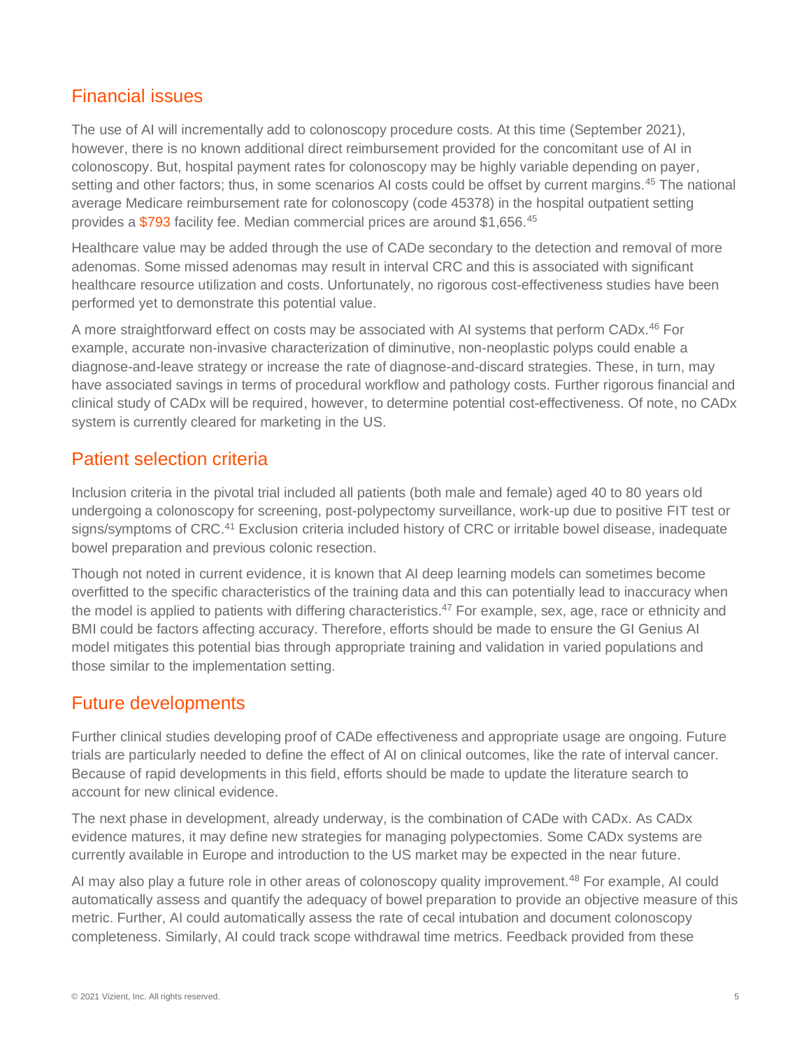## Financial issues

The use of AI will incrementally add to colonoscopy procedure costs. At this time (September 2021), however, there is no known additional direct reimbursement provided for the concomitant use of AI in colonoscopy. But, hospital payment rates for colonoscopy may be highly variable depending on payer, setting and other factors; thus, in some scenarios AI costs could be offset by current margins.[45] The national average Medicare reimbursement rate for colonoscopy (code 45378) in the hospital outpatient setting provides a $793 facility fee. Median commercial prices are around $1,656.[45]

Healthcare value may be added through the use of CADe secondary to the detection and removal of more adenomas. Some missed adenomas may result in interval CRC and this is associated with significant healthcare resource utilization and costs. Unfortunately, no rigorous cost-effectiveness studies have been performed yet to demonstrate this potential value.

A more straightforward effect on costs may be associated with AI systems that perform CADx.[46] For example, accurate non-invasive characterization of diminutive, non-neoplastic polyps could enable a diagnose-and-leave strategy or increase the rate of diagnose-and-discard strategies. These, in turn, may have associated savings in terms of procedural workflow and pathology costs. Further rigorous financial and clinical study of CADx will be required, however, to determine potential cost-effectiveness. Of note, no CADx system is currently cleared for marketing in the US.

## Patient selection criteria

Inclusion criteria in the pivotal trial included all patients (both male and female) aged 40 to 80 years old undergoing a colonoscopy for screening, post-polypectomy surveillance, work-up due to positive FIT test or signs/symptoms of CRC.[41] Exclusion criteria included history of CRC or irritable bowel disease, inadequate bowel preparation and previous colonic resection.

Though not noted in current evidence, it is known that AI deep learning models can sometimes become overfitted to the specific characteristics of the training data and this can potentially lead to inaccuracy when the model is applied to patients with differing characteristics.[47] For example, sex, age, race or ethnicity and BMI could be factors affecting accuracy. Therefore, efforts should be made to ensure the GI Genius AI model mitigates this potential bias through appropriate training and validation in varied populations and those similar to the implementation setting.

## Future developments

Further clinical studies developing proof of CADe effectiveness and appropriate usage are ongoing. Future trials are particularly needed to define the effect of AI on clinical outcomes, like the rate of interval cancer. Because of rapid developments in this field, efforts should be made to update the literature search to account for new clinical evidence.

The next phase in development, already underway, is the combination of CADe with CADx. As CADx evidence matures, it may define new strategies for managing polypectomies. Some CADx systems are currently available in Europe and introduction to the US market may be expected in the near future.

AI may also play a future role in other areas of colonoscopy quality improvement.[48] For example, AI could automatically assess and quantify the adequacy of bowel preparation to provide an objective measure of this metric. Further, AI could automatically assess the rate of cecal intubation and document colonoscopy completeness. Similarly, AI could track scope withdrawal time metrics. Feedback provided from these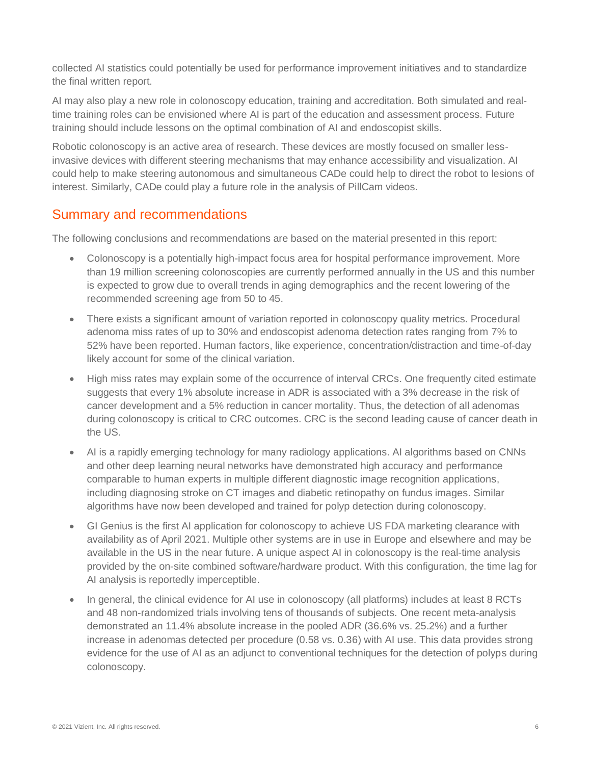collected AI statistics could potentially be used for performance improvement initiatives and to standardize the final written report.

AI may also play a new role in colonoscopy education, training and accreditation. Both simulated and real-time training roles can be envisioned where AI is part of the education and assessment process. Future training should include lessons on the optimal combination of AI and endoscopist skills.

Robotic colonoscopy is an active area of research. These devices are mostly focused on smaller less-invasive devices with different steering mechanisms that may enhance accessibility and visualization. AI could help to make steering autonomous and simultaneous CADe could help to direct the robot to lesions of interest. Similarly, CADe could play a future role in the analysis of PillCam videos.

## Summary and recommendations

The following conclusions and recommendations are based on the material presented in this report:

- Colonoscopy is a potentially high-impact focus area for hospital performance improvement. More than 19 million screening colonoscopies are currently performed annually in the US and this number is expected to grow due to overall trends in aging demographics and the recent lowering of the recommended screening age from 50 to 45.
- There exists a significant amount of variation reported in colonoscopy quality metrics. Procedural adenoma miss rates of up to 30% and endoscopist adenoma detection rates ranging from 7% to 52% have been reported. Human factors, like experience, concentration/distraction and time-of-day likely account for some of the clinical variation.
- High miss rates may explain some of the occurrence of interval CRCs. One frequently cited estimate suggests that every 1% absolute increase in ADR is associated with a 3% decrease in the risk of cancer development and a 5% reduction in cancer mortality. Thus, the detection of all adenomas during colonoscopy is critical to CRC outcomes. CRC is the second leading cause of cancer death in the US.
- AI is a rapidly emerging technology for many radiology applications. AI algorithms based on CNNs and other deep learning neural networks have demonstrated high accuracy and performance comparable to human experts in multiple different diagnostic image recognition applications, including diagnosing stroke on CT images and diabetic retinopathy on fundus images. Similar algorithms have now been developed and trained for polyp detection during colonoscopy.
- GI Genius is the first AI application for colonoscopy to achieve US FDA marketing clearance with availability as of April 2021. Multiple other systems are in use in Europe and elsewhere and may be available in the US in the near future. A unique aspect AI in colonoscopy is the real-time analysis provided by the on-site combined software/hardware product. With this configuration, the time lag for AI analysis is reportedly imperceptible.
- In general, the clinical evidence for AI use in colonoscopy (all platforms) includes at least 8 RCTs and 48 non-randomized trials involving tens of thousands of subjects. One recent meta-analysis demonstrated an 11.4% absolute increase in the pooled ADR (36.6% vs. 25.2%) and a further increase in adenomas detected per procedure (0.58 vs. 0.36) with AI use. This data provides strong evidence for the use of AI as an adjunct to conventional techniques for the detection of polyps during colonoscopy.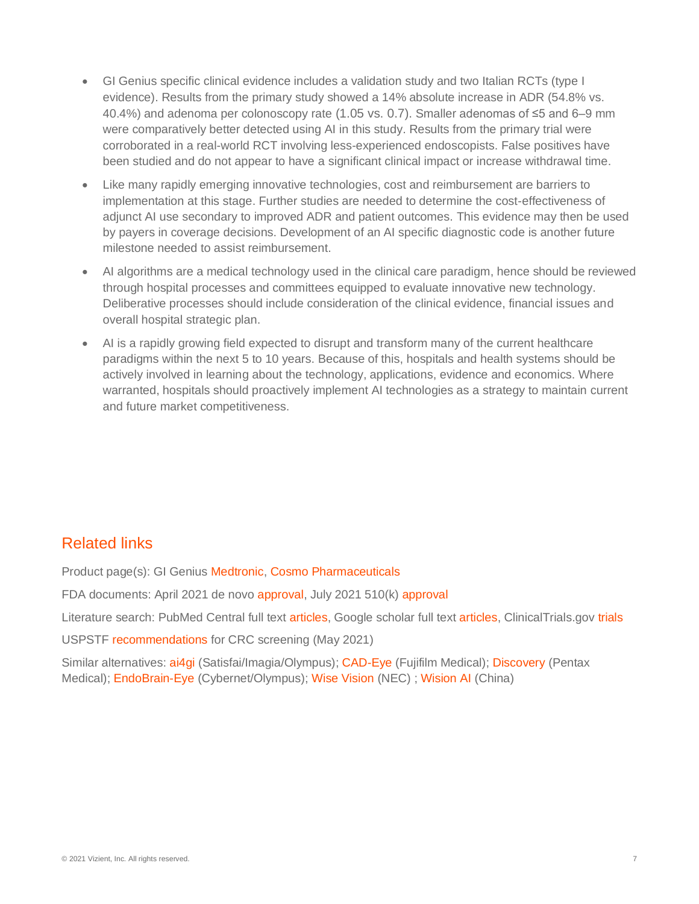- GI Genius specific clinical evidence includes a validation study and two Italian RCTs (type I evidence). Results from the primary study showed a 14% absolute increase in ADR (54.8% vs. 40.4%) and adenoma per colonoscopy rate (1.05 vs. 0.7). Smaller adenomas of ≤5 and 6–9 mm were comparatively better detected using AI in this study. Results from the primary trial were corroborated in a real-world RCT involving less-experienced endoscopists. False positives have been studied and do not appear to have a significant clinical impact or increase withdrawal time.
- Like many rapidly emerging innovative technologies, cost and reimbursement are barriers to implementation at this stage. Further studies are needed to determine the cost-effectiveness of adjunct AI use secondary to improved ADR and patient outcomes. This evidence may then be used by payers in coverage decisions. Development of an AI specific diagnostic code is another future milestone needed to assist reimbursement.
- AI algorithms are a medical technology used in the clinical care paradigm, hence should be reviewed through hospital processes and committees equipped to evaluate innovative new technology. Deliberative processes should include consideration of the clinical evidence, financial issues and overall hospital strategic plan.
- AI is a rapidly growing field expected to disrupt and transform many of the current healthcare paradigms within the next 5 to 10 years. Because of this, hospitals and health systems should be actively involved in learning about the technology, applications, evidence and economics. Where warranted, hospitals should proactively implement AI technologies as a strategy to maintain current and future market competitiveness.

## Related links

Product page(s): GI Genius Medtronic, Cosmo Pharmaceuticals

FDA documents: April 2021 de novo approval, July 2021 510(k) approval

Literature search: PubMed Central full text articles, Google scholar full text articles, ClinicalTrials.gov trials

USPSTF recommendations for CRC screening (May 2021)

Similar alternatives: ai4gi (Satisfai/Imagia/Olympus); CAD-Eye (Fujifilm Medical); Discovery (Pentax Medical); EndoBrain-Eye (Cybernet/Olympus); Wise Vision (NEC) ; Wision AI (China)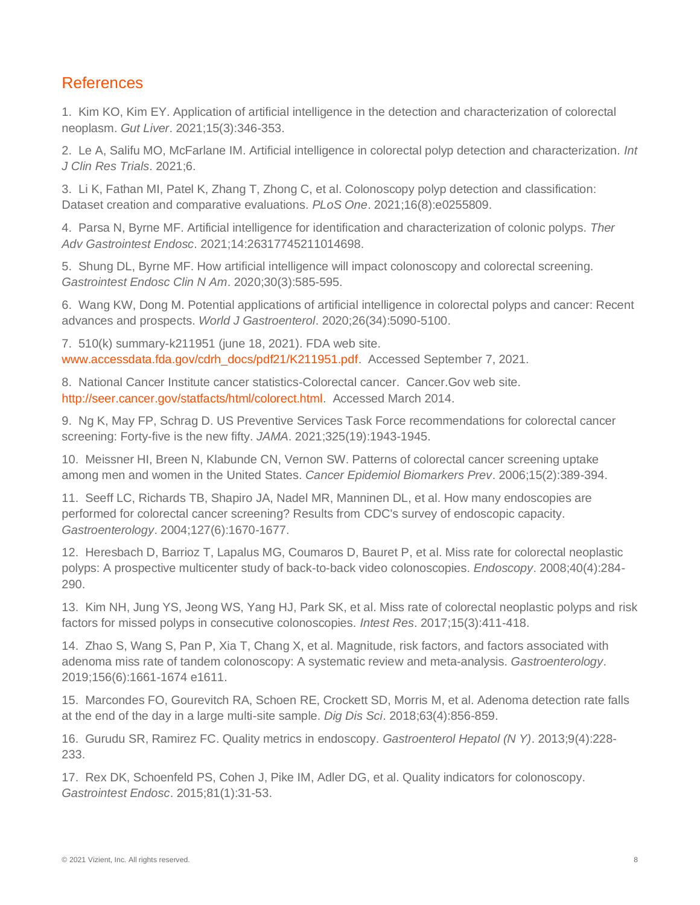## References

1. Kim KO, Kim EY. Application of artificial intelligence in the detection and characterization of colorectal neoplasm. *Gut Liver*. 2021;15(3):346-353.

2. Le A, Salifu MO, McFarlane IM. Artificial intelligence in colorectal polyp detection and characterization. *Int J Clin Res Trials*. 2021;6.

3. Li K, Fathan MI, Patel K, Zhang T, Zhong C, et al. Colonoscopy polyp detection and classification: Dataset creation and comparative evaluations. *PLoS One*. 2021;16(8):e0255809.

4. Parsa N, Byrne MF. Artificial intelligence for identification and characterization of colonic polyps. *Ther Adv Gastrointest Endosc*. 2021;14:26317745211014698.

5. Shung DL, Byrne MF. How artificial intelligence will impact colonoscopy and colorectal screening. *Gastrointest Endosc Clin N Am*. 2020;30(3):585-595.

6. Wang KW, Dong M. Potential applications of artificial intelligence in colorectal polyps and cancer: Recent advances and prospects. *World J Gastroenterol*. 2020;26(34):5090-5100.

7. 510(k) summary-k211951 (june 18, 2021). FDA web site. www.accessdata.fda.gov/cdrh_docs/pdf21/K211951.pdf. Accessed September 7, 2021.

8. National Cancer Institute cancer statistics-Colorectal cancer. Cancer.Gov web site. http://seer.cancer.gov/statfacts/html/colorect.html. Accessed March 2014.

9. Ng K, May FP, Schrag D. US Preventive Services Task Force recommendations for colorectal cancer screening: Forty-five is the new fifty. *JAMA*. 2021;325(19):1943-1945.

10. Meissner HI, Breen N, Klabunde CN, Vernon SW. Patterns of colorectal cancer screening uptake among men and women in the United States. *Cancer Epidemiol Biomarkers Prev*. 2006;15(2):389-394.

11. Seeff LC, Richards TB, Shapiro JA, Nadel MR, Manninen DL, et al. How many endoscopies are performed for colorectal cancer screening? Results from CDC's survey of endoscopic capacity. *Gastroenterology*. 2004;127(6):1670-1677.

12. Heresbach D, Barrioz T, Lapalus MG, Coumaros D, Bauret P, et al. Miss rate for colorectal neoplastic polyps: A prospective multicenter study of back-to-back video colonoscopies. *Endoscopy*. 2008;40(4):284-290.

13. Kim NH, Jung YS, Jeong WS, Yang HJ, Park SK, et al. Miss rate of colorectal neoplastic polyps and risk factors for missed polyps in consecutive colonoscopies. *Intest Res*. 2017;15(3):411-418.

14. Zhao S, Wang S, Pan P, Xia T, Chang X, et al. Magnitude, risk factors, and factors associated with adenoma miss rate of tandem colonoscopy: A systematic review and meta-analysis. *Gastroenterology*. 2019;156(6):1661-1674 e1611.

15. Marcondes FO, Gourevitch RA, Schoen RE, Crockett SD, Morris M, et al. Adenoma detection rate falls at the end of the day in a large multi-site sample. *Dig Dis Sci*. 2018;63(4):856-859.

16. Gurudu SR, Ramirez FC. Quality metrics in endoscopy. *Gastroenterol Hepatol (N Y)*. 2013;9(4):228-233.

17. Rex DK, Schoenfeld PS, Cohen J, Pike IM, Adler DG, et al. Quality indicators for colonoscopy. *Gastrointest Endosc*. 2015;81(1):31-53.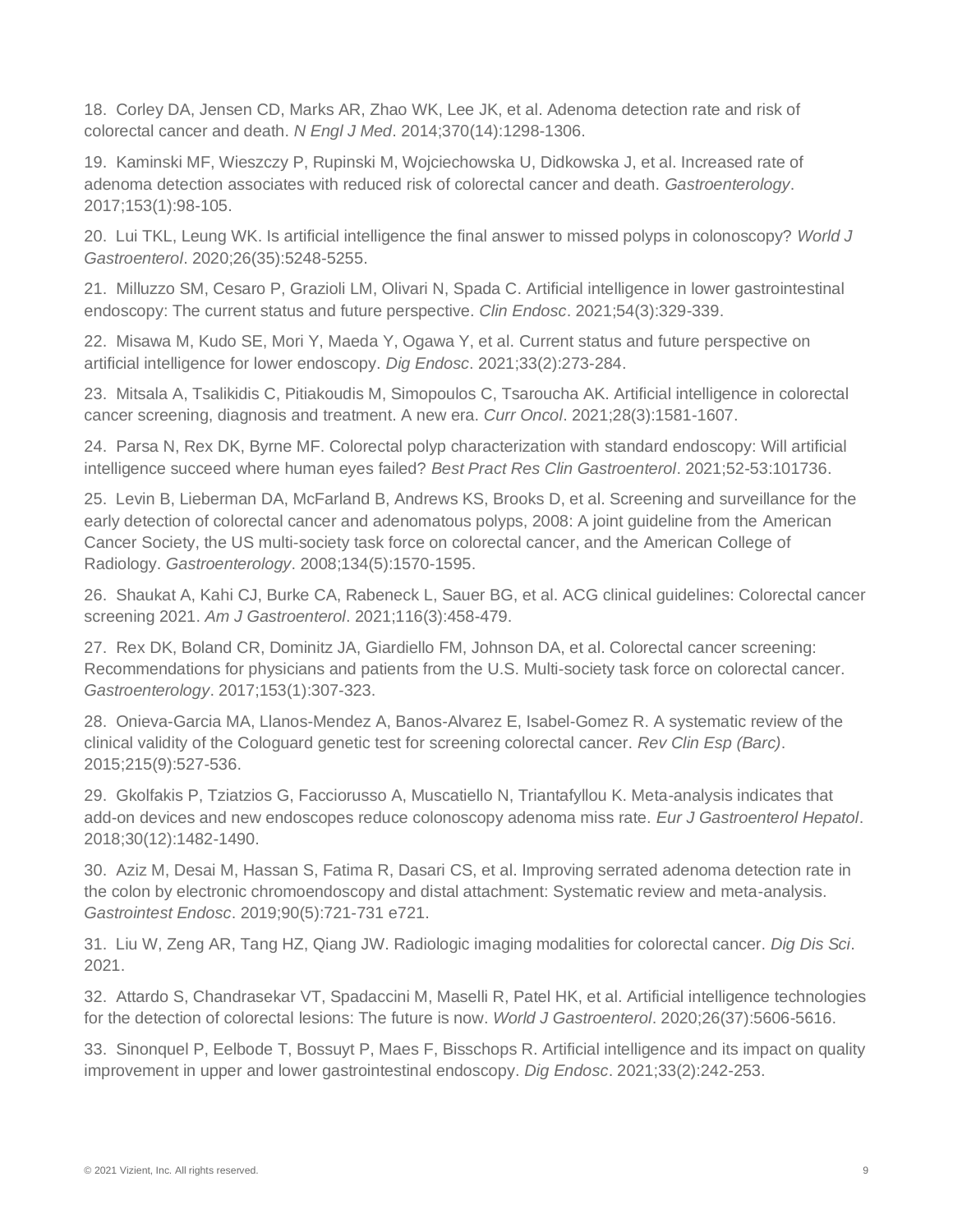18. Corley DA, Jensen CD, Marks AR, Zhao WK, Lee JK, et al. Adenoma detection rate and risk of colorectal cancer and death. *N Engl J Med*. 2014;370(14):1298-1306.

19. Kaminski MF, Wieszczy P, Rupinski M, Wojciechowska U, Didkowska J, et al. Increased rate of adenoma detection associates with reduced risk of colorectal cancer and death. *Gastroenterology*. 2017;153(1):98-105.

20. Lui TKL, Leung WK. Is artificial intelligence the final answer to missed polyps in colonoscopy? *World J Gastroenterol*. 2020;26(35):5248-5255.

21. Milluzzo SM, Cesaro P, Grazioli LM, Olivari N, Spada C. Artificial intelligence in lower gastrointestinal endoscopy: The current status and future perspective. *Clin Endosc*. 2021;54(3):329-339.

22. Misawa M, Kudo SE, Mori Y, Maeda Y, Ogawa Y, et al. Current status and future perspective on artificial intelligence for lower endoscopy. *Dig Endosc*. 2021;33(2):273-284.

23. Mitsala A, Tsalikidis C, Pitiakoudis M, Simopoulos C, Tsaroucha AK. Artificial intelligence in colorectal cancer screening, diagnosis and treatment. A new era. *Curr Oncol*. 2021;28(3):1581-1607.

24. Parsa N, Rex DK, Byrne MF. Colorectal polyp characterization with standard endoscopy: Will artificial intelligence succeed where human eyes failed? *Best Pract Res Clin Gastroenterol*. 2021;52-53:101736.

25. Levin B, Lieberman DA, McFarland B, Andrews KS, Brooks D, et al. Screening and surveillance for the early detection of colorectal cancer and adenomatous polyps, 2008: A joint guideline from the American Cancer Society, the US multi-society task force on colorectal cancer, and the American College of Radiology. *Gastroenterology*. 2008;134(5):1570-1595.

26. Shaukat A, Kahi CJ, Burke CA, Rabeneck L, Sauer BG, et al. ACG clinical guidelines: Colorectal cancer screening 2021. *Am J Gastroenterol*. 2021;116(3):458-479.

27. Rex DK, Boland CR, Dominitz JA, Giardiello FM, Johnson DA, et al. Colorectal cancer screening: Recommendations for physicians and patients from the U.S. Multi-society task force on colorectal cancer. *Gastroenterology*. 2017;153(1):307-323.

28. Onieva-Garcia MA, Llanos-Mendez A, Banos-Alvarez E, Isabel-Gomez R. A systematic review of the clinical validity of the Cologuard genetic test for screening colorectal cancer. *Rev Clin Esp (Barc)*. 2015;215(9):527-536.

29. Gkolfakis P, Tziatzios G, Facciorusso A, Muscatiello N, Triantafyllou K. Meta-analysis indicates that add-on devices and new endoscopes reduce colonoscopy adenoma miss rate. *Eur J Gastroenterol Hepatol*. 2018;30(12):1482-1490.

30. Aziz M, Desai M, Hassan S, Fatima R, Dasari CS, et al. Improving serrated adenoma detection rate in the colon by electronic chromoendoscopy and distal attachment: Systematic review and meta-analysis. *Gastrointest Endosc*. 2019;90(5):721-731 e721.

31. Liu W, Zeng AR, Tang HZ, Qiang JW. Radiologic imaging modalities for colorectal cancer. *Dig Dis Sci*. 2021.

32. Attardo S, Chandrasekar VT, Spadaccini M, Maselli R, Patel HK, et al. Artificial intelligence technologies for the detection of colorectal lesions: The future is now. *World J Gastroenterol*. 2020;26(37):5606-5616.

33. Sinonquel P, Eelbode T, Bossuyt P, Maes F, Bisschops R. Artificial intelligence and its impact on quality improvement in upper and lower gastrointestinal endoscopy. *Dig Endosc*. 2021;33(2):242-253.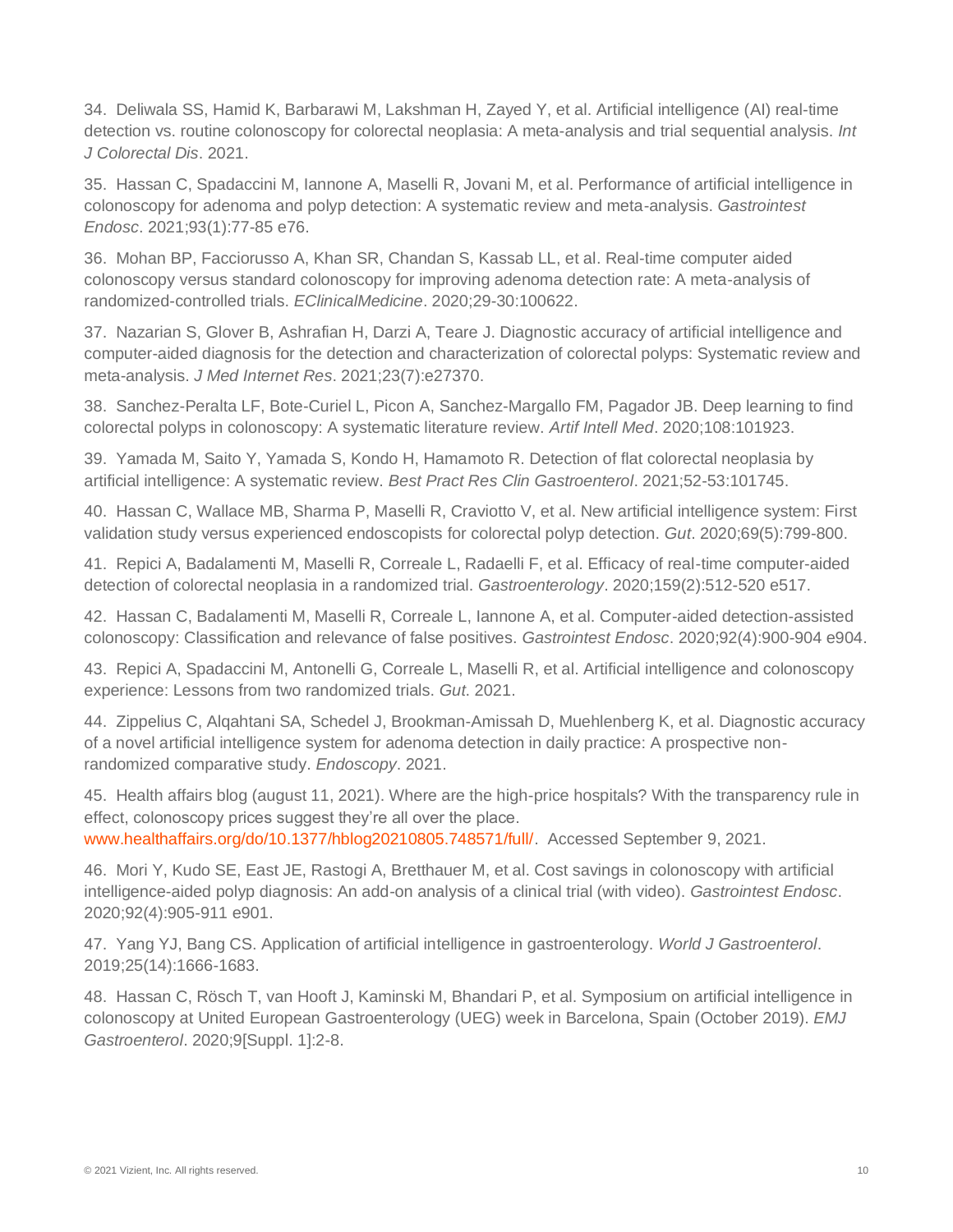34. Deliwala SS, Hamid K, Barbarawi M, Lakshman H, Zayed Y, et al. Artificial intelligence (AI) real-time detection vs. routine colonoscopy for colorectal neoplasia: A meta-analysis and trial sequential analysis. *Int J Colorectal Dis*. 2021.

35. Hassan C, Spadaccini M, Iannone A, Maselli R, Jovani M, et al. Performance of artificial intelligence in colonoscopy for adenoma and polyp detection: A systematic review and meta-analysis. *Gastrointest Endosc*. 2021;93(1):77-85 e76.

36. Mohan BP, Facciorusso A, Khan SR, Chandan S, Kassab LL, et al. Real-time computer aided colonoscopy versus standard colonoscopy for improving adenoma detection rate: A meta-analysis of randomized-controlled trials. *EClinicalMedicine*. 2020;29-30:100622.

37. Nazarian S, Glover B, Ashrafian H, Darzi A, Teare J. Diagnostic accuracy of artificial intelligence and computer-aided diagnosis for the detection and characterization of colorectal polyps: Systematic review and meta-analysis. *J Med Internet Res*. 2021;23(7):e27370.

38. Sanchez-Peralta LF, Bote-Curiel L, Picon A, Sanchez-Margallo FM, Pagador JB. Deep learning to find colorectal polyps in colonoscopy: A systematic literature review. *Artif Intell Med*. 2020;108:101923.

39. Yamada M, Saito Y, Yamada S, Kondo H, Hamamoto R. Detection of flat colorectal neoplasia by artificial intelligence: A systematic review. *Best Pract Res Clin Gastroenterol*. 2021;52-53:101745.

40. Hassan C, Wallace MB, Sharma P, Maselli R, Craviotto V, et al. New artificial intelligence system: First validation study versus experienced endoscopists for colorectal polyp detection. *Gut*. 2020;69(5):799-800.

41. Repici A, Badalamenti M, Maselli R, Correale L, Radaelli F, et al. Efficacy of real-time computer-aided detection of colorectal neoplasia in a randomized trial. *Gastroenterology*. 2020;159(2):512-520 e517.

42. Hassan C, Badalamenti M, Maselli R, Correale L, Iannone A, et al. Computer-aided detection-assisted colonoscopy: Classification and relevance of false positives. *Gastrointest Endosc*. 2020;92(4):900-904 e904.

43. Repici A, Spadaccini M, Antonelli G, Correale L, Maselli R, et al. Artificial intelligence and colonoscopy experience: Lessons from two randomized trials. *Gut*. 2021.

44. Zippelius C, Alqahtani SA, Schedel J, Brookman-Amissah D, Muehlenberg K, et al. Diagnostic accuracy of a novel artificial intelligence system for adenoma detection in daily practice: A prospective non-randomized comparative study. *Endoscopy*. 2021.

45. Health affairs blog (august 11, 2021). Where are the high-price hospitals? With the transparency rule in effect, colonoscopy prices suggest they're all over the place. www.healthaffairs.org/do/10.1377/hblog20210805.748571/full/. Accessed September 9, 2021.

46. Mori Y, Kudo SE, East JE, Rastogi A, Bretthauer M, et al. Cost savings in colonoscopy with artificial intelligence-aided polyp diagnosis: An add-on analysis of a clinical trial (with video). *Gastrointest Endosc*. 2020;92(4):905-911 e901.

47. Yang YJ, Bang CS. Application of artificial intelligence in gastroenterology. *World J Gastroenterol*. 2019;25(14):1666-1683.

48. Hassan C, Rösch T, van Hooft J, Kaminski M, Bhandari P, et al. Symposium on artificial intelligence in colonoscopy at United European Gastroenterology (UEG) week in Barcelona, Spain (October 2019). *EMJ Gastroenterol*. 2020;9[Suppl. 1]:2-8.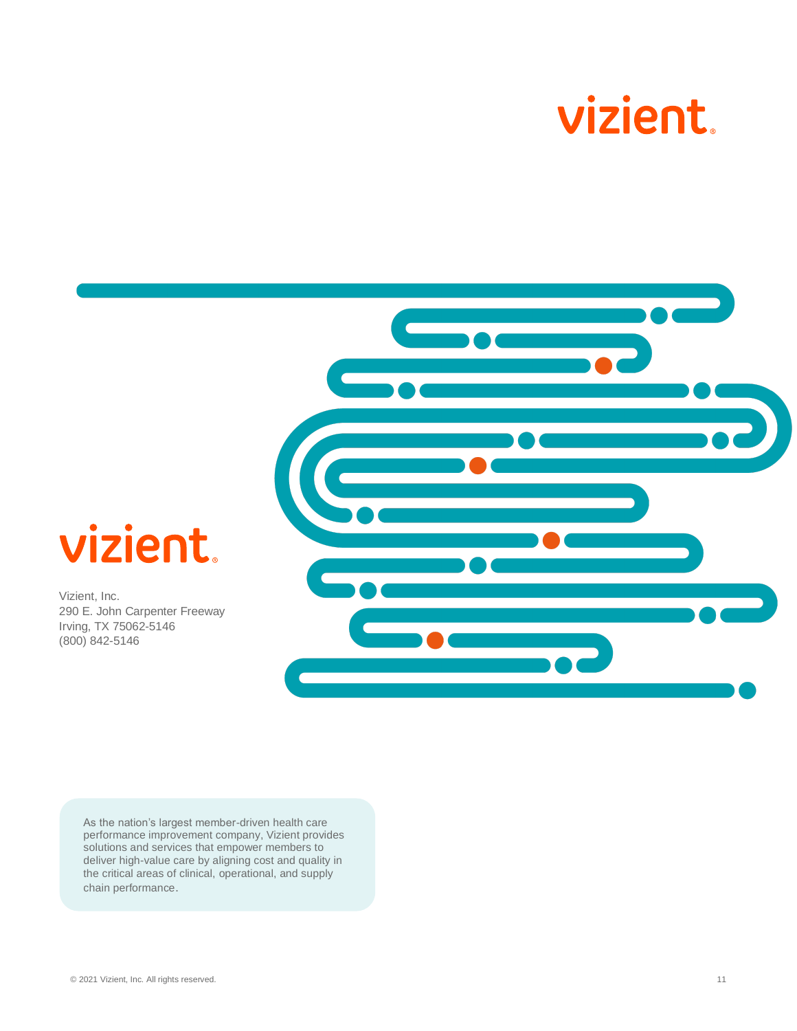vizient

vizient

Vizient, Inc.
290 E. John Carpenter Freeway
Irving, TX 75062-5146
(800) 842-5146

As the nation's largest member-driven health care performance improvement company, Vizient provides solutions and services that empower members to deliver high-value care by aligning cost and quality in the critical areas of clinical, operational, and supply chain performance.

© 2021 Vizient, Inc. All rights reserved.